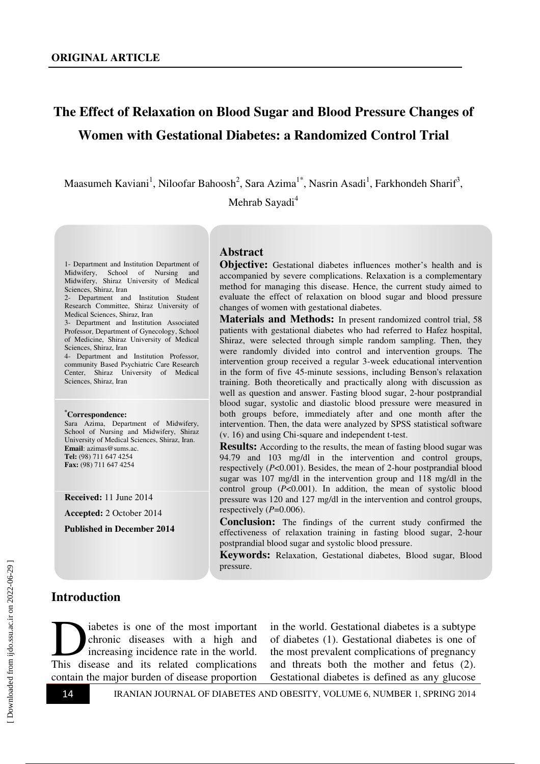**ORIGINAL ARTICLE**

# The Effect of Relaxation on Blood Sugar and Blood Pressure Changes of Women with Gestational Diabetes: a Randomized Control Trial

Maasumeh Kaviani[1], Niloofar Bahoosh[2], Sara Azima[1*], Nasrin Asadi[1], Farkhondeh Sharif[3], Mehrab Sayadi[4]

1- Department and Institution Department of Midwifery, School of Nursing and Midwifery, Shiraz University of Medical Sciences, Shiraz, Iran
2- Department and Institution Student Research Committee, Shiraz University of Medical Sciences, Shiraz, Iran
3- Department and Institution Associated Professor, Department of Gynecology, School of Medicine, Shiraz University of Medical Sciences, Shiraz, Iran
4- Department and Institution Professor, community Based Psychiatric Care Research Center, Shiraz University of Medical Sciences, Shiraz, Iran

**[*]Correspondence:**
Sara Azima, Department of Midwifery, School of Nursing and Midwifery, Shiraz University of Medical Sciences, Shiraz, Iran.
**Email**: azimas@sums.ac.
**Tel:** (98) 711 647 4254
**Fax:** (98) 711 647 4254

**Received:** 11 June 2014

**Accepted:** 2 October 2014

**Published in December 2014**

## Abstract

**Objective:** Gestational diabetes influences mother's health and is accompanied by severe complications. Relaxation is a complementary method for managing this disease. Hence, the current study aimed to evaluate the effect of relaxation on blood sugar and blood pressure changes of women with gestational diabetes.

**Materials and Methods:** In present randomized control trial, 58 patients with gestational diabetes who had referred to Hafez hospital, Shiraz, were selected through simple random sampling. Then, they were randomly divided into control and intervention groups. The intervention group received a regular 3-week educational intervention in the form of five 45-minute sessions, including Benson's relaxation training. Both theoretically and practically along with discussion as well as question and answer. Fasting blood sugar, 2-hour postprandial blood sugar, systolic and diastolic blood pressure were measured in both groups before, immediately after and one month after the intervention. Then, the data were analyzed by SPSS statistical software (v. 16) and using Chi-square and independent t-test.

**Results:** According to the results, the mean of fasting blood sugar was 94.79 and 103 mg/dl in the intervention and control groups, respectively ($P$<0.001). Besides, the mean of 2-hour postprandial blood sugar was 107 mg/dl in the intervention group and 118 mg/dl in the control group ($P$<0.001). In addition, the mean of systolic blood pressure was 120 and 127 mg/dl in the intervention and control groups, respectively ($P$=0.006).

**Conclusion:** The findings of the current study confirmed the effectiveness of relaxation training in fasting blood sugar, 2-hour postprandial blood sugar and systolic blood pressure.

**Keywords:** Relaxation, Gestational diabetes, Blood sugar, Blood pressure.

## Introduction

Diabetes is one of the most important chronic diseases with a high and increasing incidence rate in the world. This disease and its related complications contain the major burden of disease proportion in the world. Gestational diabetes is a subtype of diabetes (1). Gestational diabetes is one of the most prevalent complications of pregnancy and threats both the mother and fetus (2). Gestational diabetes is defined as any glucose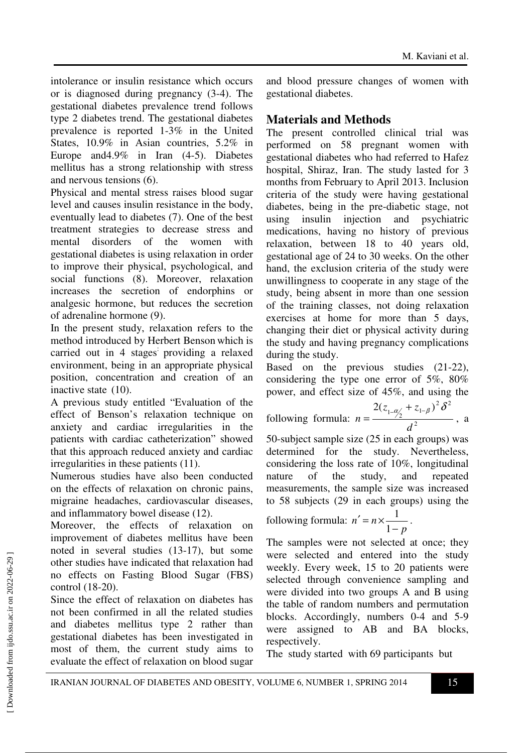intolerance or insulin resistance which occurs or is diagnosed during pregnancy (3-4). The gestational diabetes prevalence trend follows type 2 diabetes trend. The gestational diabetes prevalence is reported 1-3% in the United States, 10.9% in Asian countries, 5.2% in Europe and4.9% in Iran (4-5). Diabetes mellitus has a strong relationship with stress and nervous tensions (6).

Physical and mental stress raises blood sugar level and causes insulin resistance in the body, eventually lead to diabetes (7). One of the best treatment strategies to decrease stress and mental disorders of the women with gestational diabetes is using relaxation in order to improve their physical, psychological, and social functions (8). Moreover, relaxation increases the secretion of endorphins or analgesic hormone, but reduces the secretion of adrenaline hormone (9).

In the present study, relaxation refers to the method introduced by Herbert Benson which is carried out in 4 stages: providing a relaxed environment, being in an appropriate physical position, concentration and creation of an inactive state (10).

A previous study entitled "Evaluation of the effect of Benson's relaxation technique on anxiety and cardiac irregularities in the patients with cardiac catheterization" showed that this approach reduced anxiety and cardiac irregularities in these patients (11).

Numerous studies have also been conducted on the effects of relaxation on chronic pains, migraine headaches, cardiovascular diseases, and inflammatory bowel disease (12).

Moreover, the effects of relaxation on improvement of diabetes mellitus have been noted in several studies (13-17), but some other studies have indicated that relaxation had no effects on Fasting Blood Sugar (FBS) control (18-20).

Since the effect of relaxation on diabetes has not been confirmed in all the related studies and diabetes mellitus type 2 rather than gestational diabetes has been investigated in most of them, the current study aims to evaluate the effect of relaxation on blood sugar and blood pressure changes of women with gestational diabetes.

## Materials and Methods

The present controlled clinical trial was performed on 58 pregnant women with gestational diabetes who had referred to Hafez hospital, Shiraz, Iran. The study lasted for 3 months from February to April 2013. Inclusion criteria of the study were having gestational diabetes, being in the pre-diabetic stage, not using insulin injection and psychiatric medications, having no history of previous relaxation, between 18 to 40 years old, gestational age of 24 to 30 weeks. On the other hand, the exclusion criteria of the study were unwillingness to cooperate in any stage of the study, being absent in more than one session of the training classes, not doing relaxation exercises at home for more than 5 days, changing their diet or physical activity during the study and having pregnancy complications during the study.

Based on the previous studies (21-22), considering the type one error of 5%, 80% power, and effect size of 45%, and using the following formula: $n = \frac{2(z_{1-\alpha/2} + z_{1-\beta})^2 \delta^2}{d^2}$, a 50-subject sample size (25 in each groups) was determined for the study. Nevertheless, considering the loss rate of 10%, longitudinal nature of the study, and repeated measurements, the sample size was increased to 58 subjects (29 in each groups) using the following formula: $n' = n \times \frac{1}{1-p}$.

The samples were not selected at once; they were selected and entered into the study weekly. Every week, 15 to 20 patients were selected through convenience sampling and were divided into two groups A and B using the table of random numbers and permutation blocks. Accordingly, numbers 0-4 and 5-9 were assigned to AB and BA blocks, respectively.

The study started with 69 participants but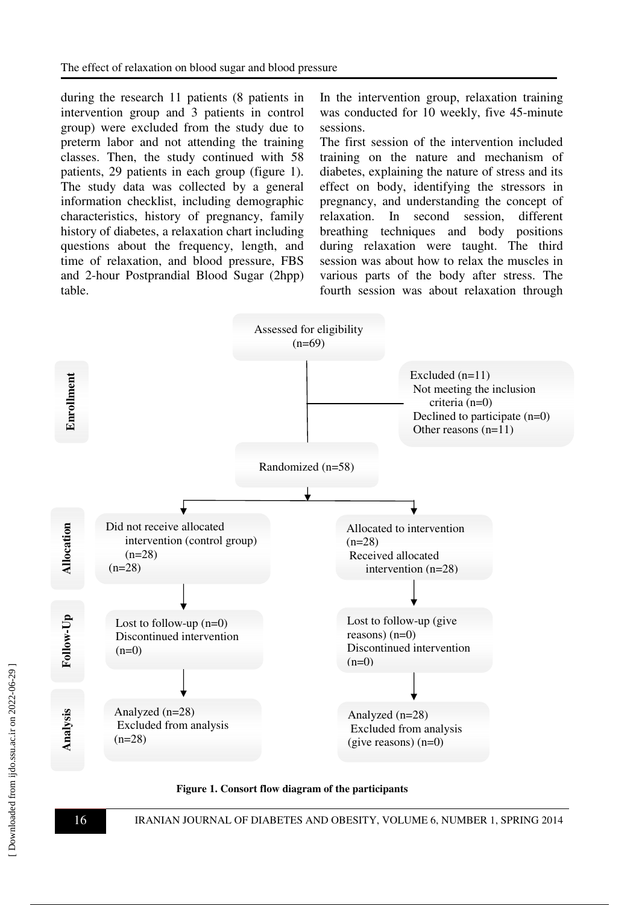during the research 11 patients (8 patients in intervention group and 3 patients in control group) were excluded from the study due to preterm labor and not attending the training classes. Then, the study continued with 58 patients, 29 patients in each group (figure 1). The study data was collected by a general information checklist, including demographic characteristics, history of pregnancy, family history of diabetes, a relaxation chart including questions about the frequency, length, and time of relaxation, and blood pressure, FBS and 2-hour Postprandial Blood Sugar (2hpp) table.

In the intervention group, relaxation training was conducted for 10 weekly, five 45-minute sessions.

The first session of the intervention included training on the nature and mechanism of diabetes, explaining the nature of stress and its effect on body, identifying the stressors in pregnancy, and understanding the concept of relaxation. In second session, different breathing techniques and body positions during relaxation were taught. The third session was about how to relax the muscles in various parts of the body after stress. The fourth session was about relaxation through

**Enrollment**

Assessed for eligibility (n=69)

Excluded (n=11)
- Not meeting the inclusion criteria (n=0)
- Declined to participate (n=0)
- Other reasons (n=11)

Randomized (n=58)

**Allocation**

Did not receive allocated intervention (control group) (n=28)
(n=28)

Allocated to intervention (n=28)
Received allocated intervention (n=28)

**Follow-Up**

Lost to follow-up (n=0)
Discontinued intervention (n=0)

Lost to follow-up (give reasons) (n=0)
Discontinued intervention (n=0)

**Analysis**

Analyzed (n=28)
Excluded from analysis (n=28)

Analyzed (n=28)
Excluded from analysis (give reasons) (n=0)

**Figure 1. Consort flow diagram of the participants**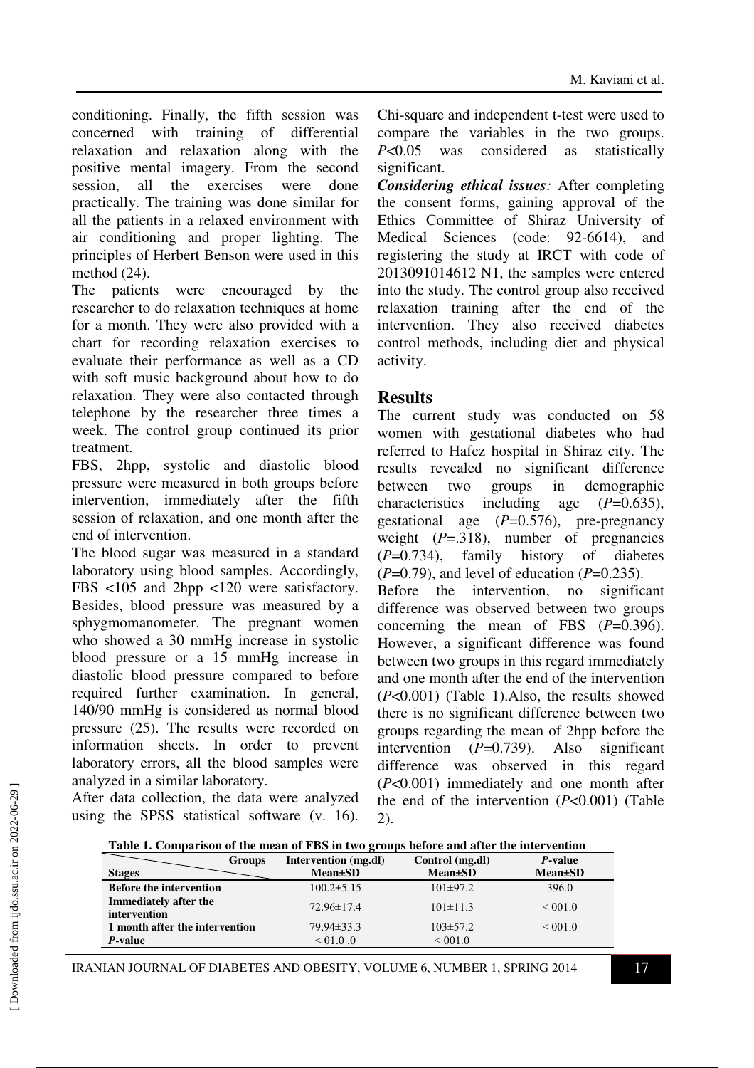conditioning. Finally, the fifth session was concerned with training of differential relaxation and relaxation along with the positive mental imagery. From the second session, all the exercises were done practically. The training was done similar for all the patients in a relaxed environment with air conditioning and proper lighting. The principles of Herbert Benson were used in this method (24).

The patients were encouraged by the researcher to do relaxation techniques at home for a month. They were also provided with a chart for recording relaxation exercises to evaluate their performance as well as a CD with soft music background about how to do relaxation. They were also contacted through telephone by the researcher three times a week. The control group continued its prior treatment.

FBS, 2hpp, systolic and diastolic blood pressure were measured in both groups before intervention, immediately after the fifth session of relaxation, and one month after the end of intervention.

The blood sugar was measured in a standard laboratory using blood samples. Accordingly, FBS <105 and 2hpp <120 were satisfactory. Besides, blood pressure was measured by a sphygmomanometer. The pregnant women who showed a 30 mmHg increase in systolic blood pressure or a 15 mmHg increase in diastolic blood pressure compared to before required further examination. In general, 140/90 mmHg is considered as normal blood pressure (25). The results were recorded on information sheets. In order to prevent laboratory errors, all the blood samples were analyzed in a similar laboratory.

After data collection, the data were analyzed using the SPSS statistical software (v. 16). Chi-square and independent t-test were used to compare the variables in the two groups. $P$<0.05 was considered as statistically significant.

***Considering ethical issues:*** After completing the consent forms, gaining approval of the Ethics Committee of Shiraz University of Medical Sciences (code: 92-6614), and registering the study at IRCT with code of 2013091014612 N1, the samples were entered into the study. The control group also received relaxation training after the end of the intervention. They also received diabetes control methods, including diet and physical activity.

## Results

The current study was conducted on 58 women with gestational diabetes who had referred to Hafez hospital in Shiraz city. The results revealed no significant difference between two groups in demographic characteristics including age ($P$=0.635), gestational age ($P$=0.576), pre-pregnancy weight ($P$=.318), number of pregnancies ($P$=0.734), family history of diabetes ($P$=0.79), and level of education ($P$=0.235).

Before the intervention, no significant difference was observed between two groups concerning the mean of FBS ($P$=0.396). However, a significant difference was found between two groups in this regard immediately and one month after the end of the intervention ($P$<0.001) (Table 1).Also, the results showed there is no significant difference between two groups regarding the mean of 2hpp before the intervention ($P$=0.739). Also significant difference was observed in this regard ($P$<0.001) immediately and one month after the end of the intervention ($P$<0.001) (Table 2).

**Table 1. Comparison of the mean of FBS in two groups before and after the intervention**

| Stages / Groups | Intervention (mg.dl) Mean±SD | Control (mg.dl) Mean±SD | *P*-value Mean±SD |
|---|---|---|---|
| **Before the intervention** | 100.2±5.15 | 101±97.2 | 396.0 |
| **Immediately after the intervention** | 72.96±17.4 | 101±11.3 | < 001.0 |
| **1 month after the intervention** | 79.94±33.3 | 103±57.2 | < 001.0 |
| ***P*-value** | < 01.0 .0 | < 001.0 | |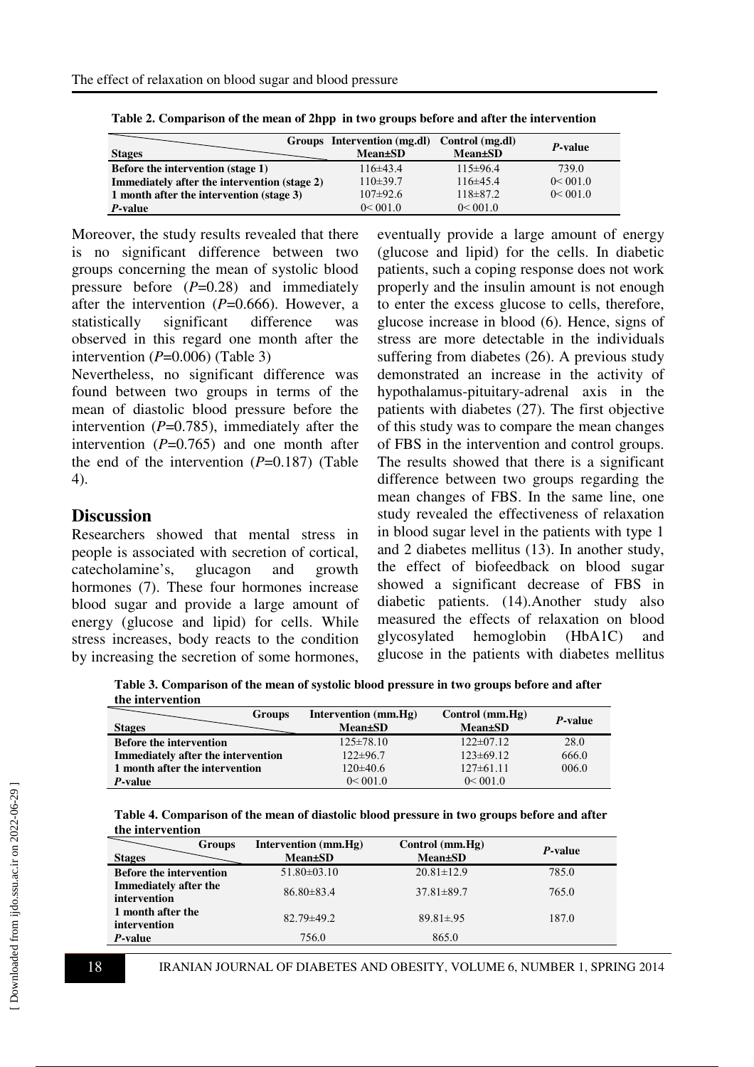**Table 2. Comparison of the mean of 2hpp in two groups before and after the intervention**

| Stages / Groups | Intervention (mg.dl) Mean±SD | Control (mg.dl) Mean±SD | *P*-value |
|---|---|---|---|
| **Before the intervention (stage 1)** | 116±43.4 | 115±96.4 | 739.0 |
| **Immediately after the intervention (stage 2)** | 110±39.7 | 116±45.4 | 0< 001.0 |
| **1 month after the intervention (stage 3)** | 107±92.6 | 118±87.2 | 0< 001.0 |
| ***P*-value** | 0< 001.0 | 0< 001.0 | |

Moreover, the study results revealed that there is no significant difference between two groups concerning the mean of systolic blood pressure before (*P*=0.28) and immediately after the intervention (*P*=0.666). However, a statistically significant difference was observed in this regard one month after the intervention (*P*=0.006) (Table 3)

Nevertheless, no significant difference was found between two groups in terms of the mean of diastolic blood pressure before the intervention (*P*=0.785), immediately after the intervention (*P*=0.765) and one month after the end of the intervention (*P*=0.187) (Table 4).

## Discussion

Researchers showed that mental stress in people is associated with secretion of cortical, catecholamine's, glucagon and growth hormones (7). These four hormones increase blood sugar and provide a large amount of energy (glucose and lipid) for cells. While stress increases, body reacts to the condition by increasing the secretion of some hormones, eventually provide a large amount of energy (glucose and lipid) for the cells. In diabetic patients, such a coping response does not work properly and the insulin amount is not enough to enter the excess glucose to cells, therefore, glucose increase in blood (6). Hence, signs of stress are more detectable in the individuals suffering from diabetes (26). A previous study demonstrated an increase in the activity of hypothalamus-pituitary-adrenal axis in the patients with diabetes (27). The first objective of this study was to compare the mean changes of FBS in the intervention and control groups. The results showed that there is a significant difference between two groups regarding the mean changes of FBS. In the same line, one study revealed the effectiveness of relaxation in blood sugar level in the patients with type 1 and 2 diabetes mellitus (13). In another study, the effect of biofeedback on blood sugar showed a significant decrease of FBS in diabetic patients. (14).Another study also measured the effects of relaxation on blood glycosylated hemoglobin (HbA1C) and glucose in the patients with diabetes mellitus

**Table 3. Comparison of the mean of systolic blood pressure in two groups before and after the intervention**

| Stages / Groups | Intervention (mm.Hg) Mean±SD | Control (mm.Hg) Mean±SD | *P*-value |
|---|---|---|---|
| **Before the intervention** | 125±78.10 | 122±07.12 | 28.0 |
| **Immediately after the intervention** | 122±96.7 | 123±69.12 | 666.0 |
| **1 month after the intervention** | 120±40.6 | 127±61.11 | 006.0 |
| ***P*-value** | 0< 001.0 | 0< 001.0 | |

**Table 4. Comparison of the mean of diastolic blood pressure in two groups before and after the intervention**

| Stages / Groups | Intervention (mm.Hg) Mean±SD | Control (mm.Hg) Mean±SD | *P*-value |
|---|---|---|---|
| **Before the intervention** | 51.80±03.10 | 20.81±12.9 | 785.0 |
| **Immediately after the intervention** | 86.80±83.4 | 37.81±89.7 | 765.0 |
| **1 month after the intervention** | 82.79±49.2 | 89.81±.95 | 187.0 |
| ***P*-value** | 756.0 | 865.0 | |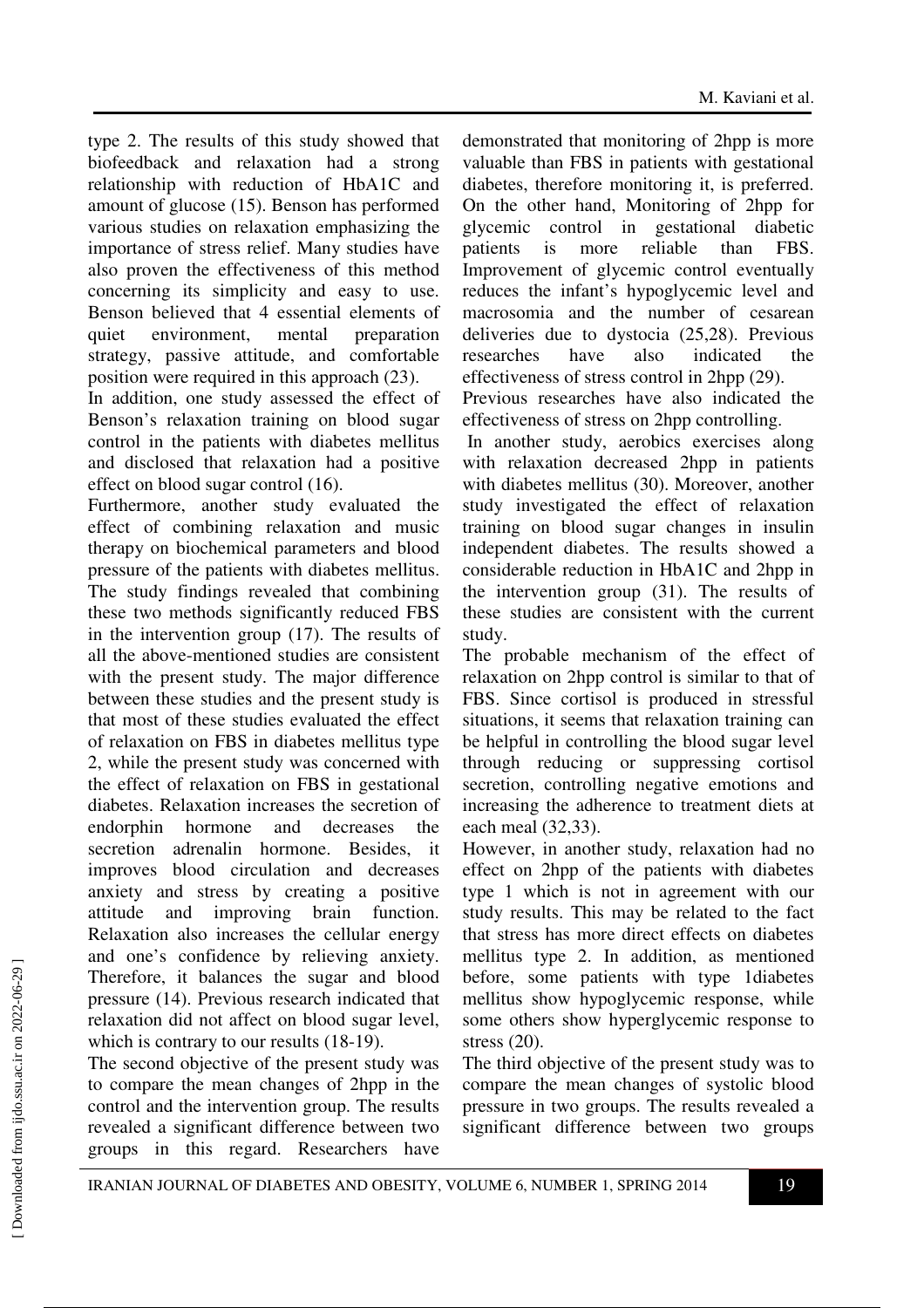type 2. The results of this study showed that biofeedback and relaxation had a strong relationship with reduction of HbA1C and amount of glucose (15). Benson has performed various studies on relaxation emphasizing the importance of stress relief. Many studies have also proven the effectiveness of this method concerning its simplicity and easy to use. Benson believed that 4 essential elements of quiet environment, mental preparation strategy, passive attitude, and comfortable position were required in this approach (23).

In addition, one study assessed the effect of Benson's relaxation training on blood sugar control in the patients with diabetes mellitus and disclosed that relaxation had a positive effect on blood sugar control (16).

Furthermore, another study evaluated the effect of combining relaxation and music therapy on biochemical parameters and blood pressure of the patients with diabetes mellitus. The study findings revealed that combining these two methods significantly reduced FBS in the intervention group (17). The results of all the above-mentioned studies are consistent with the present study. The major difference between these studies and the present study is that most of these studies evaluated the effect of relaxation on FBS in diabetes mellitus type 2, while the present study was concerned with the effect of relaxation on FBS in gestational diabetes. Relaxation increases the secretion of endorphin hormone and decreases the secretion adrenalin hormone. Besides, it improves blood circulation and decreases anxiety and stress by creating a positive attitude and improving brain function. Relaxation also increases the cellular energy and one's confidence by relieving anxiety. Therefore, it balances the sugar and blood pressure (14). Previous research indicated that relaxation did not affect on blood sugar level, which is contrary to our results (18-19).

The second objective of the present study was to compare the mean changes of 2hpp in the control and the intervention group. The results revealed a significant difference between two groups in this regard. Researchers have demonstrated that monitoring of 2hpp is more valuable than FBS in patients with gestational diabetes, therefore monitoring it, is preferred. On the other hand, Monitoring of 2hpp for glycemic control in gestational diabetic patients is more reliable than FBS. Improvement of glycemic control eventually reduces the infant's hypoglycemic level and macrosomia and the number of cesarean deliveries due to dystocia (25,28). Previous researches have also indicated the effectiveness of stress control in 2hpp (29).

Previous researches have also indicated the effectiveness of stress on 2hpp controlling.

In another study, aerobics exercises along with relaxation decreased 2hpp in patients with diabetes mellitus (30). Moreover, another study investigated the effect of relaxation training on blood sugar changes in insulin independent diabetes. The results showed a considerable reduction in HbA1C and 2hpp in the intervention group (31). The results of these studies are consistent with the current study.

The probable mechanism of the effect of relaxation on 2hpp control is similar to that of FBS. Since cortisol is produced in stressful situations, it seems that relaxation training can be helpful in controlling the blood sugar level through reducing or suppressing cortisol secretion, controlling negative emotions and increasing the adherence to treatment diets at each meal (32,33).

However, in another study, relaxation had no effect on 2hpp of the patients with diabetes type 1 which is not in agreement with our study results. This may be related to the fact that stress has more direct effects on diabetes mellitus type 2. In addition, as mentioned before, some patients with type 1diabetes mellitus show hypoglycemic response, while some others show hyperglycemic response to stress (20).

The third objective of the present study was to compare the mean changes of systolic blood pressure in two groups. The results revealed a significant difference between two groups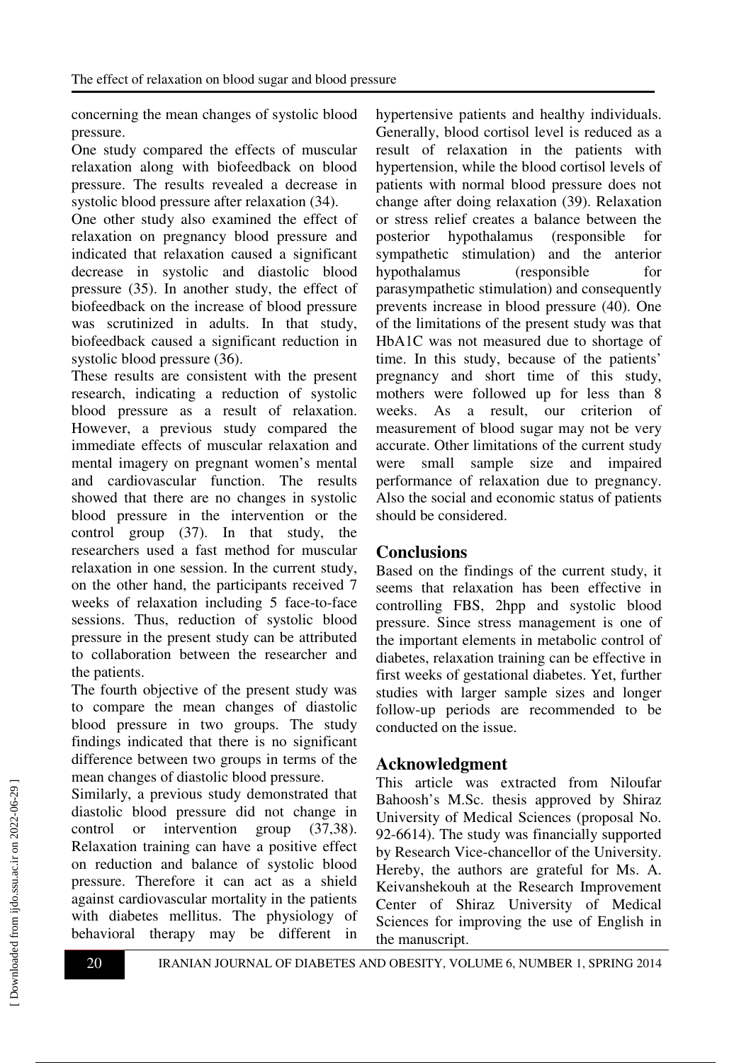concerning the mean changes of systolic blood pressure.

One study compared the effects of muscular relaxation along with biofeedback on blood pressure. The results revealed a decrease in systolic blood pressure after relaxation (34).

One other study also examined the effect of relaxation on pregnancy blood pressure and indicated that relaxation caused a significant decrease in systolic and diastolic blood pressure (35). In another study, the effect of biofeedback on the increase of blood pressure was scrutinized in adults. In that study, biofeedback caused a significant reduction in systolic blood pressure (36).

These results are consistent with the present research, indicating a reduction of systolic blood pressure as a result of relaxation. However, a previous study compared the immediate effects of muscular relaxation and mental imagery on pregnant women's mental and cardiovascular function. The results showed that there are no changes in systolic blood pressure in the intervention or the control group (37). In that study, the researchers used a fast method for muscular relaxation in one session. In the current study, on the other hand, the participants received 7 weeks of relaxation including 5 face-to-face sessions. Thus, reduction of systolic blood pressure in the present study can be attributed to collaboration between the researcher and the patients.

The fourth objective of the present study was to compare the mean changes of diastolic blood pressure in two groups. The study findings indicated that there is no significant difference between two groups in terms of the mean changes of diastolic blood pressure.

Similarly, a previous study demonstrated that diastolic blood pressure did not change in control or intervention group (37,38). Relaxation training can have a positive effect on reduction and balance of systolic blood pressure. Therefore it can act as a shield against cardiovascular mortality in the patients with diabetes mellitus. The physiology of behavioral therapy may be different in hypertensive patients and healthy individuals. Generally, blood cortisol level is reduced as a result of relaxation in the patients with hypertension, while the blood cortisol levels of patients with normal blood pressure does not change after doing relaxation (39). Relaxation or stress relief creates a balance between the posterior hypothalamus (responsible for sympathetic stimulation) and the anterior hypothalamus (responsible for parasympathetic stimulation) and consequently prevents increase in blood pressure (40). One of the limitations of the present study was that HbA1C was not measured due to shortage of time. In this study, because of the patients' pregnancy and short time of this study, mothers were followed up for less than 8 weeks. As a result, our criterion of measurement of blood sugar may not be very accurate. Other limitations of the current study were small sample size and impaired performance of relaxation due to pregnancy. Also the social and economic status of patients should be considered.

## Conclusions

Based on the findings of the current study, it seems that relaxation has been effective in controlling FBS, 2hpp and systolic blood pressure. Since stress management is one of the important elements in metabolic control of diabetes, relaxation training can be effective in first weeks of gestational diabetes. Yet, further studies with larger sample sizes and longer follow-up periods are recommended to be conducted on the issue.

## Acknowledgment

This article was extracted from Niloufar Bahoosh's M.Sc. thesis approved by Shiraz University of Medical Sciences (proposal No. 92-6614). The study was financially supported by Research Vice-chancellor of the University. Hereby, the authors are grateful for Ms. A. Keivanshekouh at the Research Improvement Center of Shiraz University of Medical Sciences for improving the use of English in the manuscript.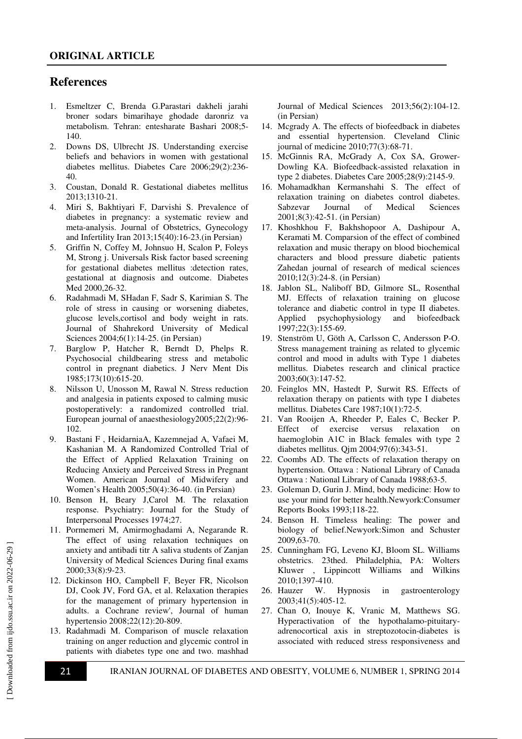## References

1. Esmeltzer C, Brenda G.Parastari dakheli jarahi broner sodars bimarihaye ghodade daronriz va metabolism. Tehran: entesharate Bashari 2008;5-140.
2. Downs DS, Ulbrecht JS. Understanding exercise beliefs and behaviors in women with gestational diabetes mellitus. Diabetes Care 2006;29(2):236-40.
3. Coustan, Donald R. Gestational diabetes mellitus 2013;1310-21.
4. Miri S, Bakhtiyari F, Darvishi S. Prevalence of diabetes in pregnancy: a systematic review and meta-analysis. Journal of Obstetrics, Gynecology and Infertility Iran 2013;15(40):16-23.(in Persian)
5. Griffin N, Coffey M, Johnsuo H, Scalon P, Foleys M, Strong j. Universals Risk factor based screening for gestational diabetes mellitus :detection rates, gestational at diagnosis and outcome. Diabetes Med 2000,26-32.
6. Radahmadi M, SHadan F, Sadr S, Karimian S. The role of stress in causing or worsening diabetes, glucose levels,cortisol and body weight in rats. Journal of Shahrekord University of Medical Sciences 2004;6(1):14-25. (in Persian)
7. Barglow P, Hatcher R, Berndt D, Phelps R. Psychosocial childbearing stress and metabolic control in pregnant diabetics. J Nerv Ment Dis 1985;173(10):615-20.
8. Nilsson U, Unosson M, Rawal N. Stress reduction and analgesia in patients exposed to calming music postoperatively: a randomized controlled trial. European journal of anaesthesiology2005;22(2):96-102.
9. Bastani F , HeidarniaA, Kazemnejad A, Vafaei M, Kashanian M. A Randomized Controlled Trial of the Effect of Applied Relaxation Training on Reducing Anxiety and Perceived Stress in Pregnant Women. American Journal of Midwifery and Women's Health 2005;50(4):36-40. (in Persian)
10. Benson H, Beary J,Carol M. The relaxation response. Psychiatry: Journal for the Study of Interpersonal Processes 1974;27.
11. Pormemeri M, Amirmoghadami A, Negarande R. The effect of using relaxation techniques on anxiety and antibadi titr A saliva students of Zanjan University of Medical Sciences During final exams 2000;33(8):9-23.
12. Dickinson HO, Campbell F, Beyer FR, Nicolson DJ, Cook JV, Ford GA, et al. Relaxation therapies for the management of primary hypertension in adults. a Cochrane review', Journal of human hypertensio 2008;22(12):20-809.
13. Radahmadi M. Comparison of muscle relaxation training on anger reduction and glycemic control in patients with diabetes type one and two. mashhad Journal of Medical Sciences 2013;56(2):104-12. (in Persian)
14. Mcgrady A. The effects of biofeedback in diabetes and essential hypertension. Cleveland Clinic journal of medicine 2010;77(3):68-71.
15. McGinnis RA, McGrady A, Cox SA, Grower-Dowling KA. Biofeedback-assisted relaxation in type 2 diabetes. Diabetes Care 2005;28(9):2145-9.
16. Mohamadkhan Kermanshahi S. The effect of relaxation training on diabetes control diabetes. Sabzevar Journal of Medical Sciences 2001;8(3):42-51. (in Persian)
17. Khoshkhou F, Bakhshopoor A, Dashipour A, Keramati M. Comparsion of the effect of combined relaxation and music therapy on blood biochemical characters and blood pressure diabetic patients Zahedan journal of research of medical sciences 2010;12(3):24-8. (in Persian)
18. Jablon SL, Naliboff BD, Gilmore SL, Rosenthal MJ. Effects of relaxation training on glucose tolerance and diabetic control in type II diabetes. Applied psychophysiology and biofeedback 1997;22(3):155-69.
19. Stenström U, Göth A, Carlsson C, Andersson P-O. Stress management training as related to glycemic control and mood in adults with Type 1 diabetes mellitus. Diabetes research and clinical practice 2003;60(3):147-52.
20. Feinglos MN, Hastedt P, Surwit RS. Effects of relaxation therapy on patients with type I diabetes mellitus. Diabetes Care 1987;10(1):72-5.
21. Van Rooijen A, Rheeder P, Eales C, Becker P. Effect of exercise versus relaxation on haemoglobin A1C in Black females with type 2 diabetes mellitus. Qjm 2004;97(6):343-51.
22. Coombs AD. The effects of relaxation therapy on hypertension. Ottawa : National Library of Canada Ottawa : National Library of Canada 1988;63-5.
23. Goleman D, Gurin J. Mind, body medicine: How to use your mind for better health.Newyork:Consumer Reports Books 1993;118-22.
24. Benson H. Timeless healing: The power and biology of belief.Newyork:Simon and Schuster 2009,63-70.
25. Cunningham FG, Leveno KJ, Bloom SL. Williams obstetrics. 23thed. Philadelphia, PA: Wolters Kluwer , Lippincott Williams and Wilkins 2010;1397-410.
26. Hauzer W. Hypnosis in gastroenterology 2003;41(5):405-12.
27. Chan O, Inouye K, Vranic M, Matthews SG. Hyperactivation of the hypothalamo-pituitary-adrenocortical axis in streptozotocin-diabetes is associated with reduced stress responsiveness and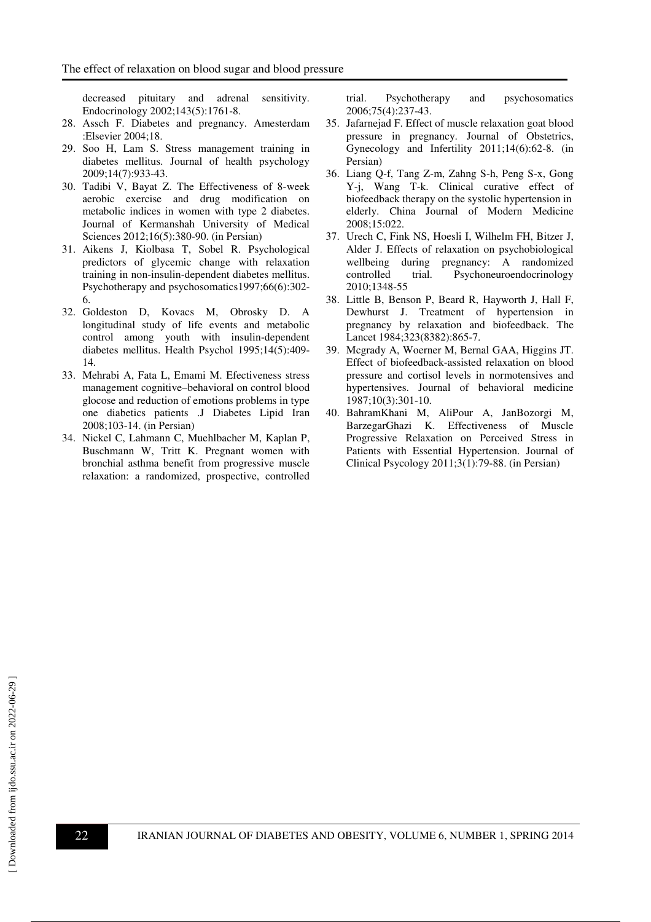decreased pituitary and adrenal sensitivity. Endocrinology 2002;143(5):1761-8.

28. Assch F. Diabetes and pregnancy. Amesterdam :Elsevier 2004;18.
29. Soo H, Lam S. Stress management training in diabetes mellitus. Journal of health psychology 2009;14(7):933-43.
30. Tadibi V, Bayat Z. The Effectiveness of 8-week aerobic exercise and drug modification on metabolic indices in women with type 2 diabetes. Journal of Kermanshah University of Medical Sciences 2012;16(5):380-90. (in Persian)
31. Aikens J, Kiolbasa T, Sobel R. Psychological predictors of glycemic change with relaxation training in non-insulin-dependent diabetes mellitus. Psychotherapy and psychosomatics1997;66(6):302-6.
32. Goldeston D, Kovacs M, Obrosky D. A longitudinal study of life events and metabolic control among youth with insulin-dependent diabetes mellitus. Health Psychol 1995;14(5):409-14.
33. Mehrabi A, Fata L, Emami M. Efectiveness stress management cognitive–behavioral on control blood glocose and reduction of emotions problems in type one diabetics patients .J Diabetes Lipid Iran 2008;103-14. (in Persian)
34. Nickel C, Lahmann C, Muehlbacher M, Kaplan P, Buschmann W, Tritt K. Pregnant women with bronchial asthma benefit from progressive muscle relaxation: a randomized, prospective, controlled trial. Psychotherapy and psychosomatics 2006;75(4):237-43.
35. Jafarnejad F. Effect of muscle relaxation goat blood pressure in pregnancy. Journal of Obstetrics, Gynecology and Infertility 2011;14(6):62-8. (in Persian)
36. Liang Q-f, Tang Z-m, Zahng S-h, Peng S-x, Gong Y-j, Wang T-k. Clinical curative effect of biofeedback therapy on the systolic hypertension in elderly. China Journal of Modern Medicine 2008;15:022.
37. Urech C, Fink NS, Hoesli I, Wilhelm FH, Bitzer J, Alder J. Effects of relaxation on psychobiological wellbeing during pregnancy: A randomized controlled trial. Psychoneuroendocrinology 2010;1348-55
38. Little B, Benson P, Beard R, Hayworth J, Hall F, Dewhurst J. Treatment of hypertension in pregnancy by relaxation and biofeedback. The Lancet 1984;323(8382):865-7.
39. Mcgrady A, Woerner M, Bernal GAA, Higgins JT. Effect of biofeedback-assisted relaxation on blood pressure and cortisol levels in normotensives and hypertensives. Journal of behavioral medicine 1987;10(3):301-10.
40. BahramKhani M, AliPour A, JanBozorgi M, BarzegarGhazi K. Effectiveness of Muscle Progressive Relaxation on Perceived Stress in Patients with Essential Hypertension. Journal of Clinical Psycology 2011;3(1):79-88. (in Persian)